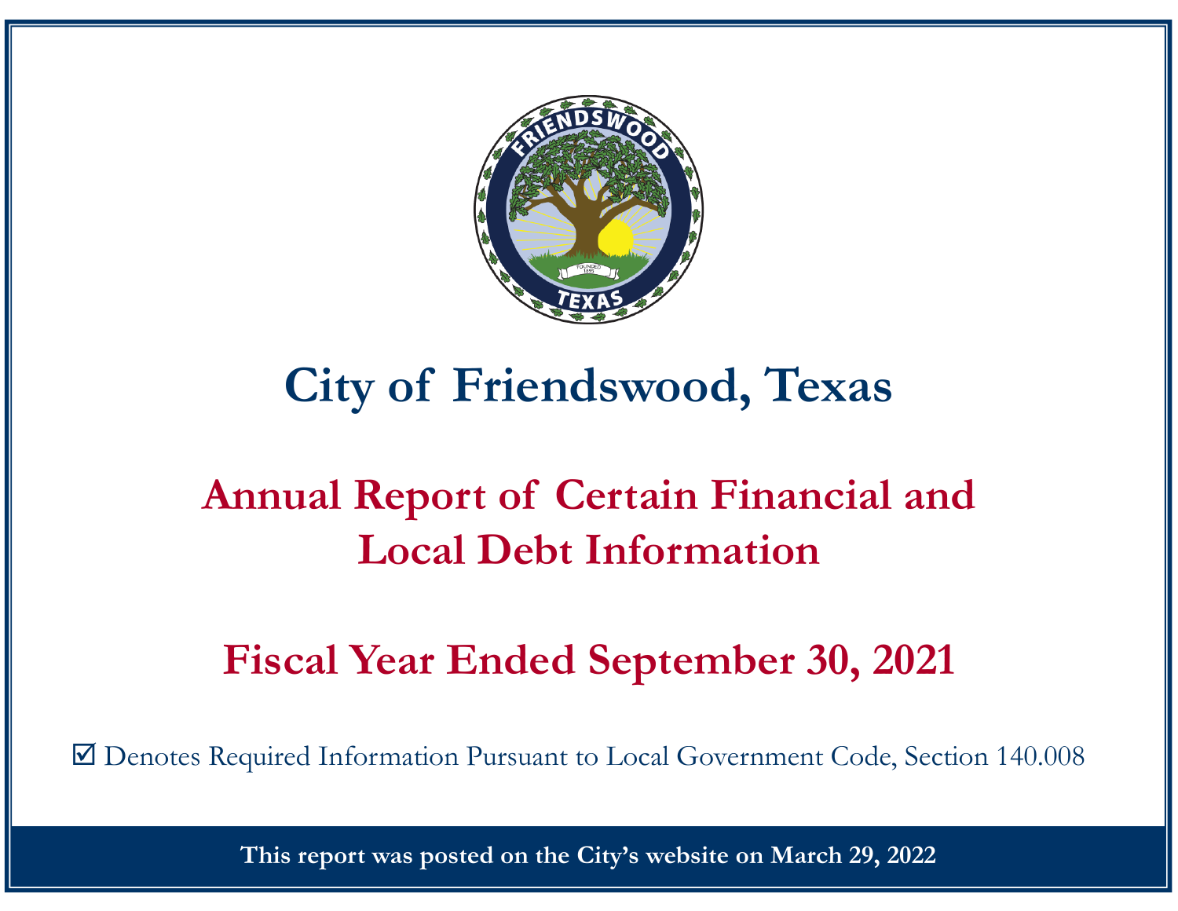# City of Friendswood, Texas

## Annual Report of Certain Financial and Local Debt Information

## Fiscal Year Ended September 30, 2021

☑ Denotes Required Information Pursuant to Local Government Code, Section 140.008

**This report was posted on the City's website on March 29, 2022**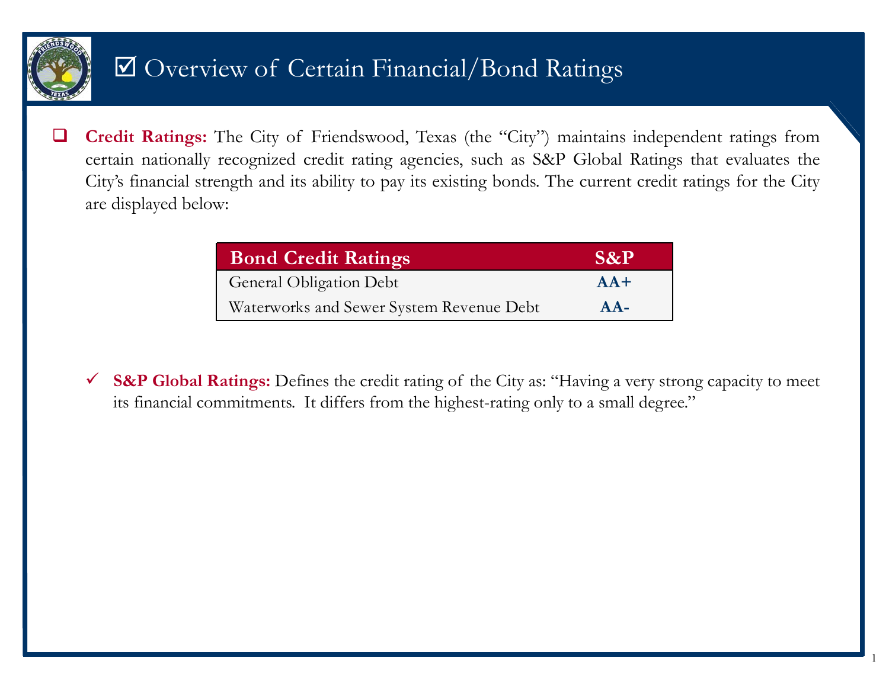# ☑ Overview of Certain Financial/Bond Ratings

- **Credit Ratings:** The City of Friendswood, Texas (the "City") maintains independent ratings from certain nationally recognized credit rating agencies, such as S&P Global Ratings that evaluates the City's financial strength and its ability to pay its existing bonds. The current credit ratings for the City are displayed below:

| Bond Credit Ratings | S&P |
| --- | --- |
| General Obligation Debt | **AA+** |
| Waterworks and Sewer System Revenue Debt | **AA-** |

- ✓ **S&P Global Ratings:** Defines the credit rating of the City as: "Having a very strong capacity to meet its financial commitments. It differs from the highest-rating only to a small degree."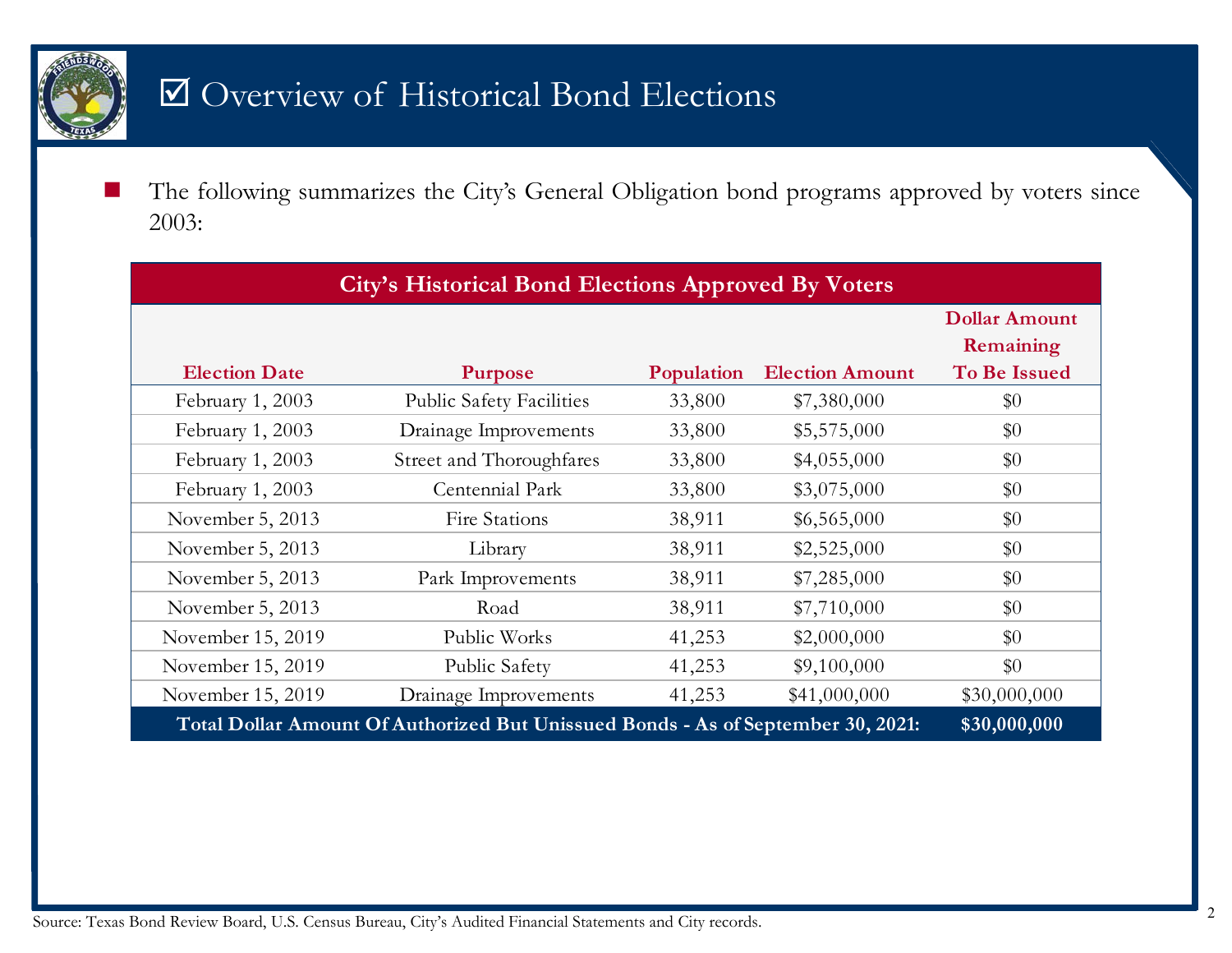# ☑ Overview of Historical Bond Elections

- The following summarizes the City's General Obligation bond programs approved by voters since 2003:

| City's Historical Bond Elections Approved By Voters | | | | |
|---|---|---|---|---|
| **Election Date** | **Purpose** | **Population** | **Election Amount** | **Dollar Amount Remaining To Be Issued** |
| February 1, 2003 | Public Safety Facilities | 33,800 | $7,380,000 | $0 |
| February 1, 2003 | Drainage Improvements | 33,800 | $5,575,000 | $0 |
| February 1, 2003 | Street and Thoroughfares | 33,800 | $4,055,000 | $0 |
| February 1, 2003 | Centennial Park | 33,800 | $3,075,000 | $0 |
| November 5, 2013 | Fire Stations | 38,911 | $6,565,000 | $0 |
| November 5, 2013 | Library | 38,911 | $2,525,000 | $0 |
| November 5, 2013 | Park Improvements | 38,911 | $7,285,000 | $0 |
| November 5, 2013 | Road | 38,911 | $7,710,000 | $0 |
| November 15, 2019 | Public Works | 41,253 | $2,000,000 | $0 |
| November 15, 2019 | Public Safety | 41,253 | $9,100,000 | $0 |
| November 15, 2019 | Drainage Improvements | 41,253 | $41,000,000 | $30,000,000 |
| **Total Dollar Amount Of Authorized But Unissued Bonds - As of September 30, 2021:** | | | | **$30,000,000** |

Source: Texas Bond Review Board, U.S. Census Bureau, City's Audited Financial Statements and City records.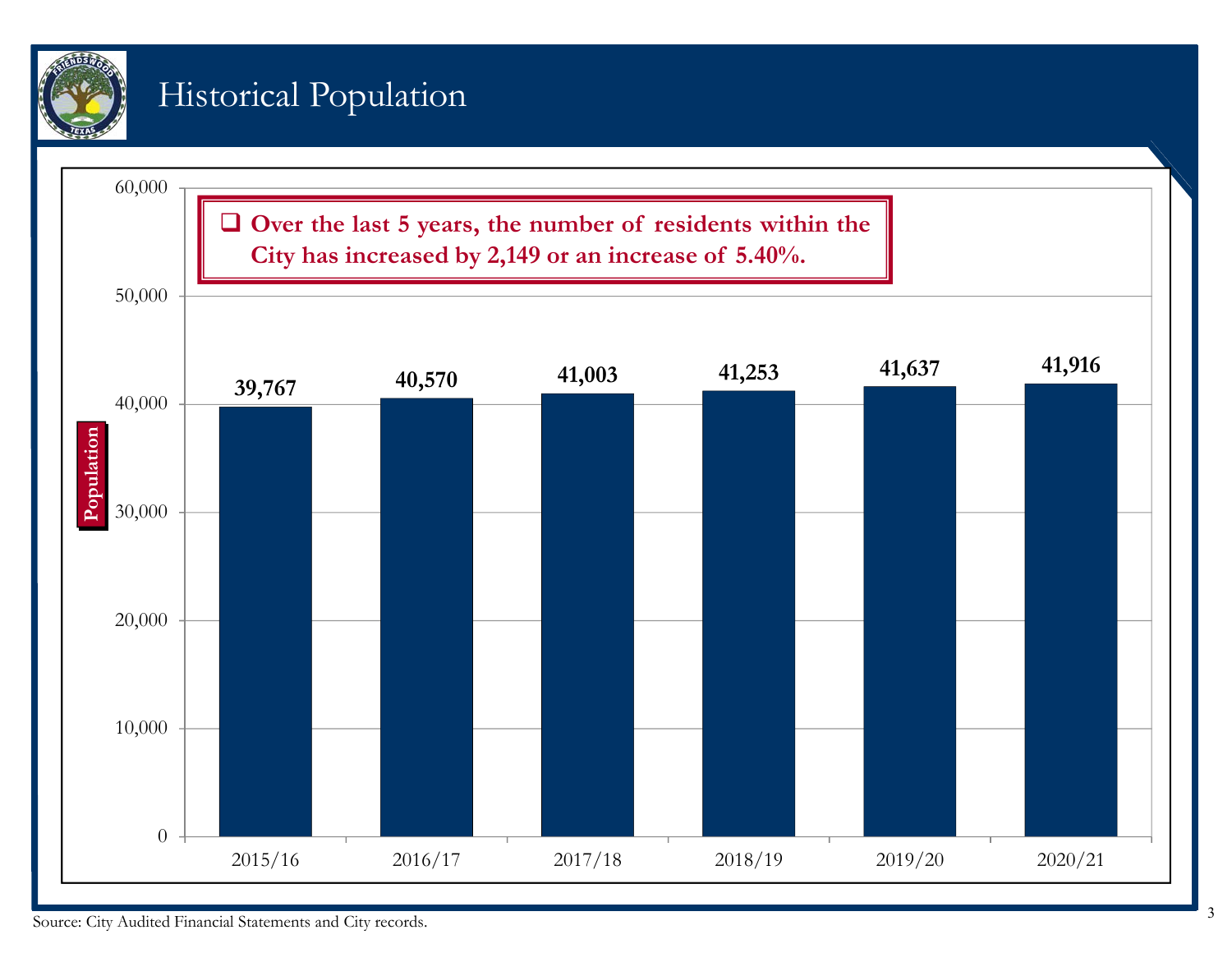# Historical Population

- Over the last 5 years, the number of residents within the City has increased by 2,149 or an increase of 5.40%.

| Year | Population |
|---|---|
| 2015/16 | 39,767 |
| 2016/17 | 40,570 |
| 2017/18 | 41,003 |
| 2018/19 | 41,253 |
| 2019/20 | 41,637 |
| 2020/21 | 41,916 |

Source: City Audited Financial Statements and City records.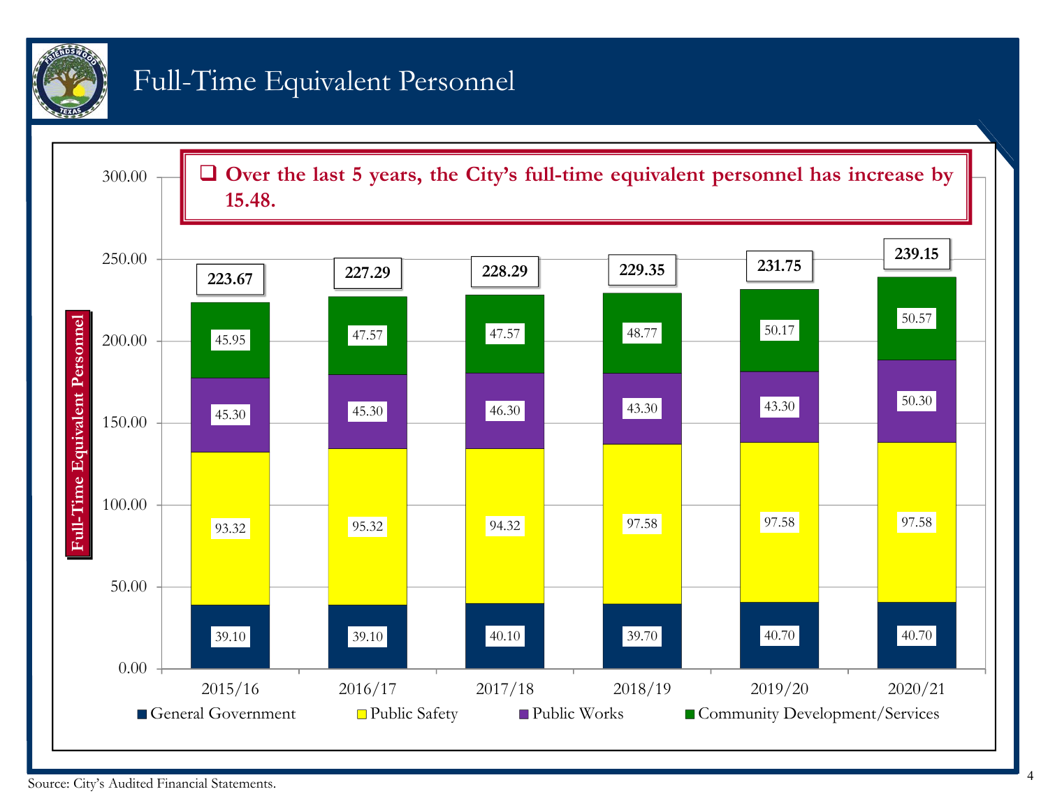# Full-Time Equivalent Personnel

- **Over the last 5 years, the City's full-time equivalent personnel has increase by 15.48.**

| | 2015/16 | 2016/17 | 2017/18 | 2018/19 | 2019/20 | 2020/21 |
|---|---|---|---|---|---|---|
| General Government | 39.10 | 39.10 | 40.10 | 39.70 | 40.70 | 40.70 |
| Public Safety | 93.32 | 95.32 | 94.32 | 97.58 | 97.58 | 97.58 |
| Public Works | 45.30 | 45.30 | 46.30 | 43.30 | 43.30 | 50.30 |
| Community Development/Services | 45.95 | 47.57 | 47.57 | 48.77 | 50.17 | 50.57 |
| **Total** | **223.67** | **227.29** | **228.29** | **229.35** | **231.75** | **239.15** |

Source: City's Audited Financial Statements.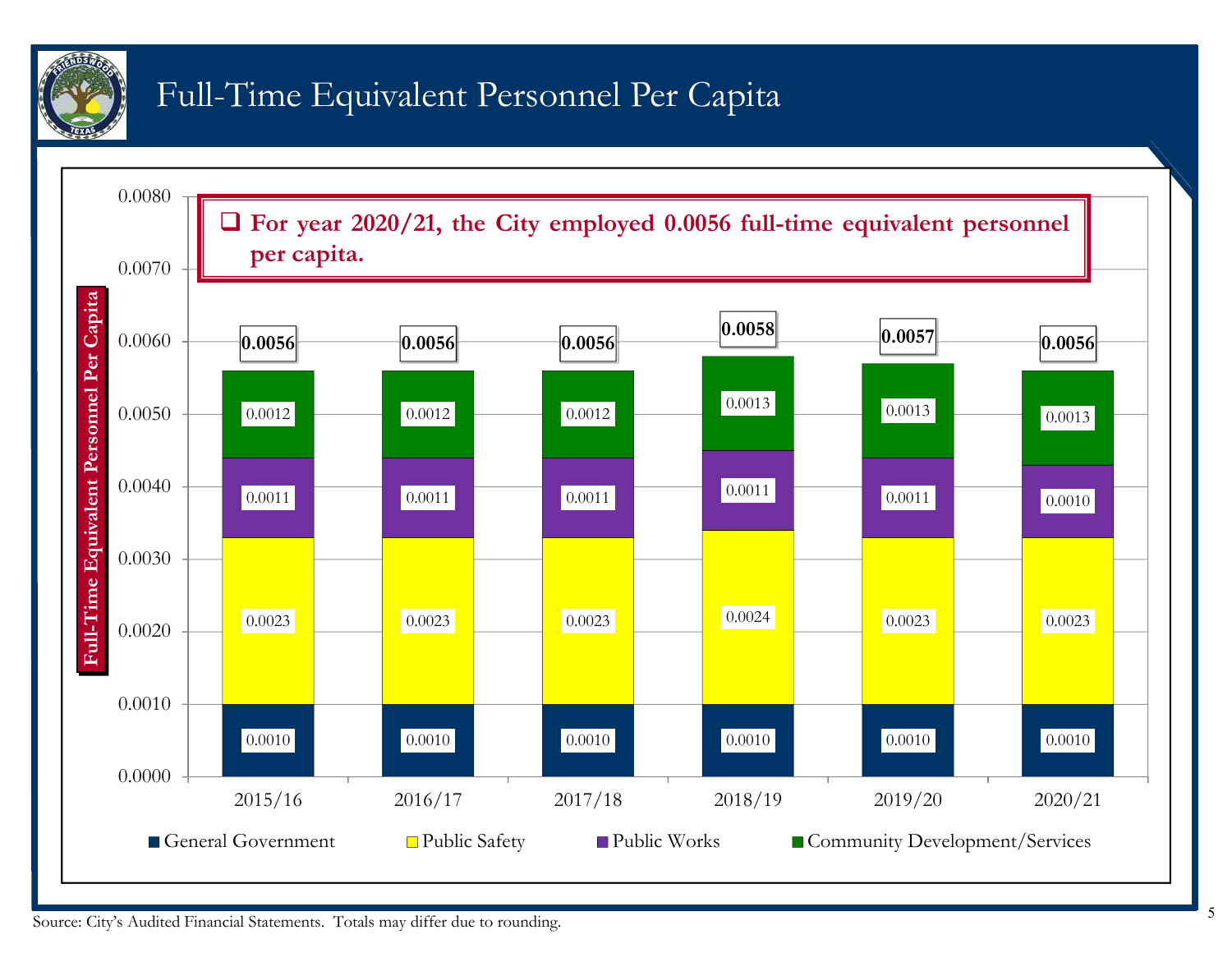# Full-Time Equivalent Personnel Per Capita

- For year 2020/21, the City employed 0.0056 full-time equivalent personnel per capita.

| | 2015/16 | 2016/17 | 2017/18 | 2018/19 | 2019/20 | 2020/21 |
|---|---|---|---|---|---|---|
| General Government | 0.0010 | 0.0010 | 0.0010 | 0.0010 | 0.0010 | 0.0010 |
| Public Safety | 0.0023 | 0.0023 | 0.0023 | 0.0024 | 0.0023 | 0.0023 |
| Public Works | 0.0011 | 0.0011 | 0.0011 | 0.0011 | 0.0011 | 0.0010 |
| Community Development/Services | 0.0012 | 0.0012 | 0.0012 | 0.0013 | 0.0013 | 0.0013 |
| **Total** | **0.0056** | **0.0056** | **0.0056** | **0.0058** | **0.0057** | **0.0056** |

Source: City's Audited Financial Statements. Totals may differ due to rounding.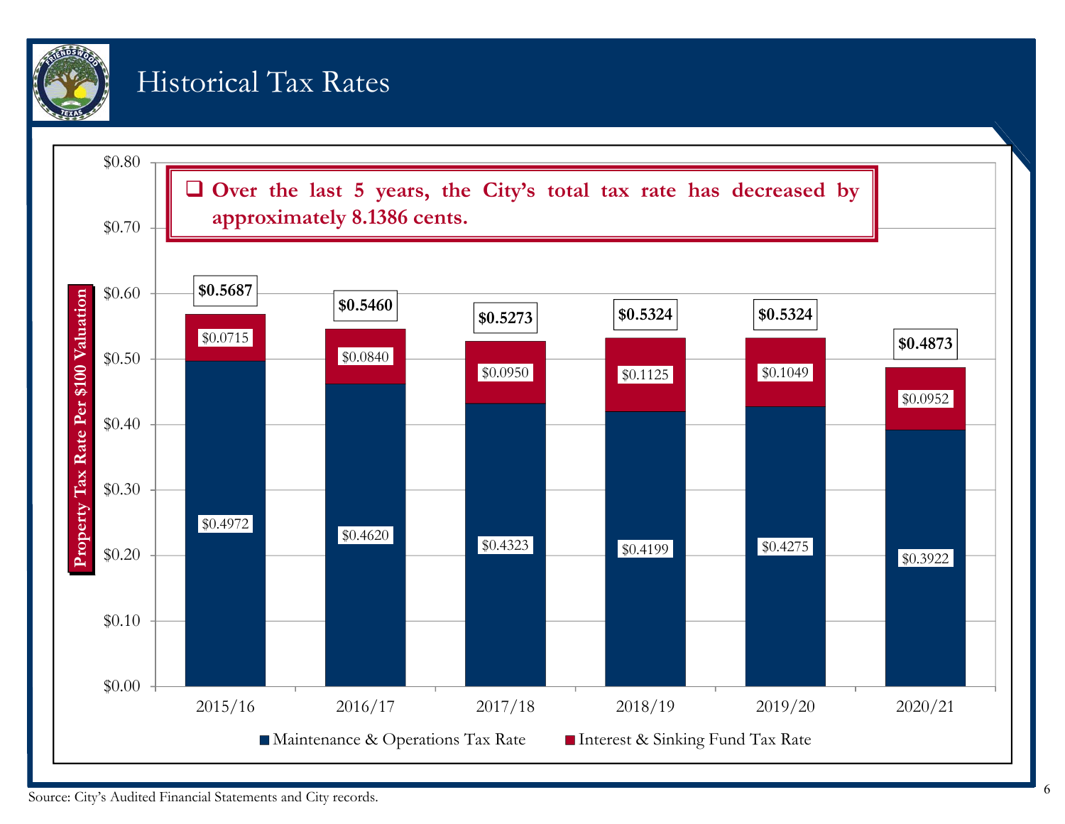# Historical Tax Rates

- Over the last 5 years, the City's total tax rate has decreased by approximately 8.1386 cents.

| Fiscal Year | Maintenance & Operations Tax Rate | Interest & Sinking Fund Tax Rate | Total |
|---|---|---|---|
| 2015/16 | $0.4972 | $0.0715 | $0.5687 |
| 2016/17 | $0.4620 | $0.0840 | $0.5460 |
| 2017/18 | $0.4323 | $0.0950 | $0.5273 |
| 2018/19 | $0.4199 | $0.1125 | $0.5324 |
| 2019/20 | $0.4275 | $0.1049 | $0.5324 |
| 2020/21 | $0.3922 | $0.0952 | $0.4873 |

Property Tax Rate Per $100 Valuation

Source: City's Audited Financial Statements and City records.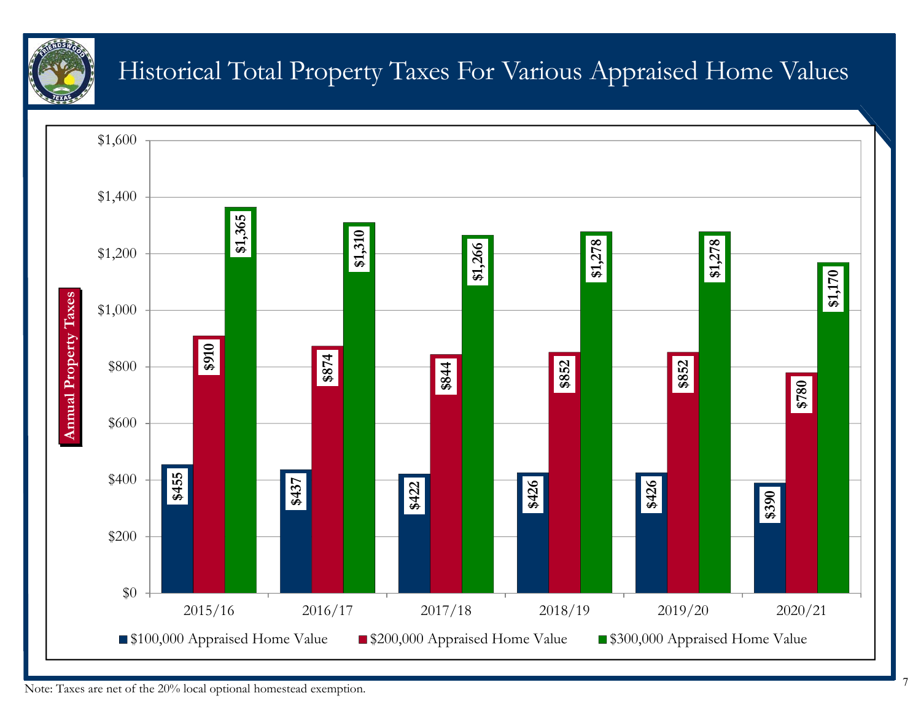# Historical Total Property Taxes For Various Appraised Home Values

| Annual Property Taxes | 2015/16 | 2016/17 | 2017/18 | 2018/19 | 2019/20 | 2020/21 |
|---|---|---|---|---|---|---|
| $100,000 Appraised Home Value | $455 | $437 | $422 | $426 | $426 | $390 |
| $200,000 Appraised Home Value | $910 | $874 | $844 | $852 | $852 | $780 |
| $300,000 Appraised Home Value | $1,365 | $1,310 | $1,266 | $1,278 | $1,278 | $1,170 |

Note: Taxes are net of the 20% local optional homestead exemption.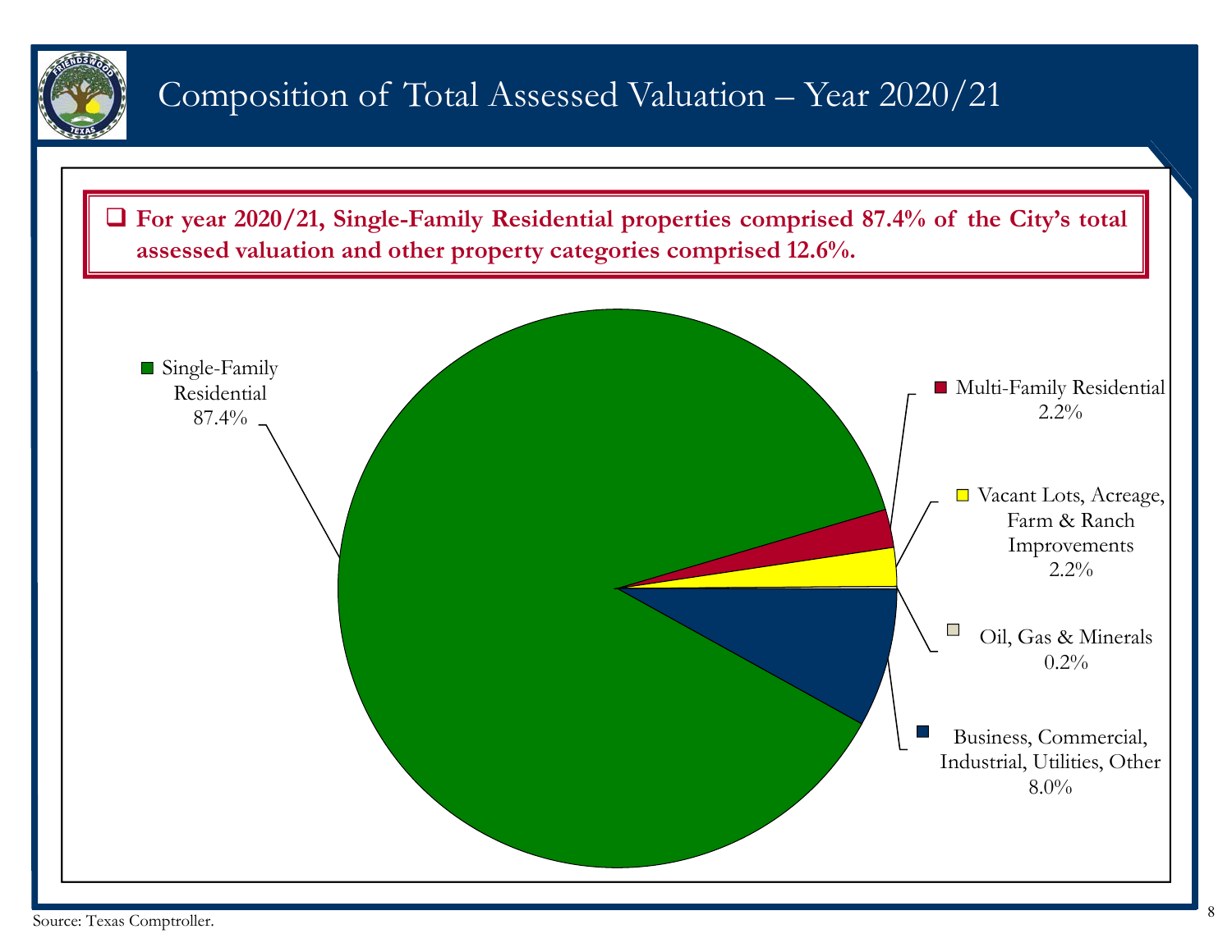# Composition of Total Assessed Valuation – Year 2020/21

- **For year 2020/21, Single-Family Residential properties comprised 87.4% of the City's total assessed valuation and other property categories comprised 12.6%.**

Single-Family Residential 87.4%

Multi-Family Residential 2.2%

Vacant Lots, Acreage, Farm & Ranch Improvements 2.2%

Oil, Gas & Minerals 0.2%

Business, Commercial, Industrial, Utilities, Other 8.0%

Source: Texas Comptroller.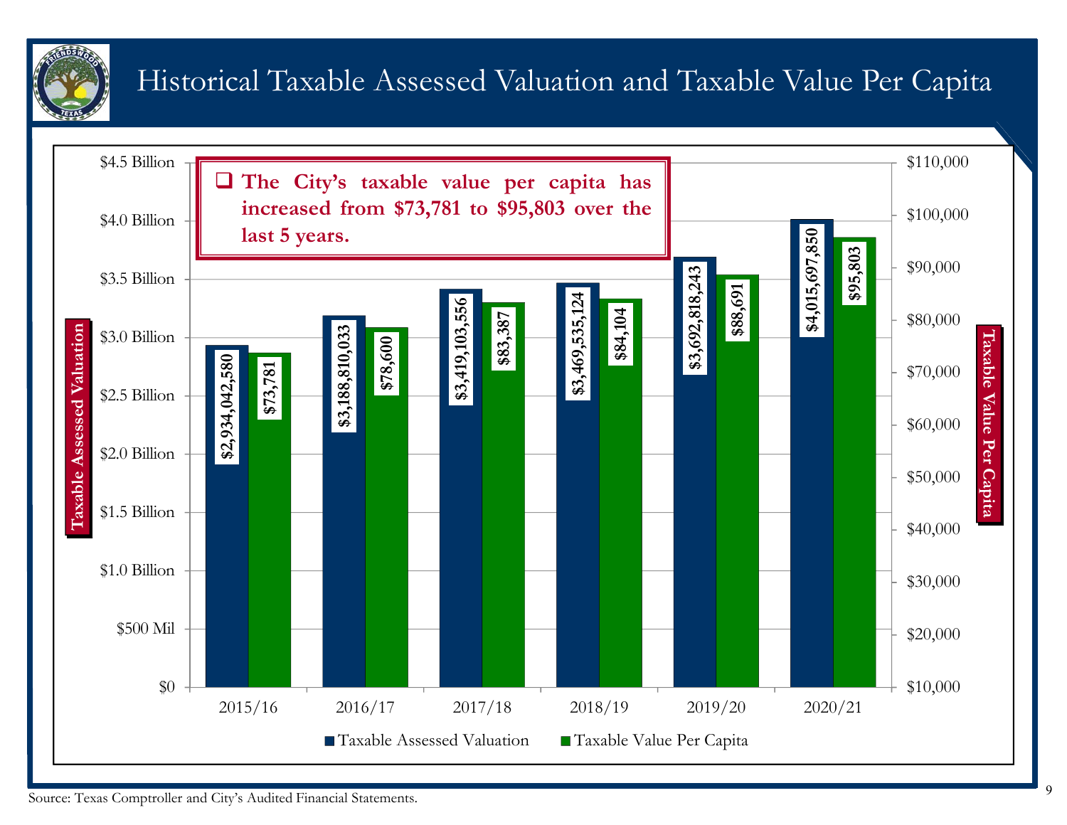# Historical Taxable Assessed Valuation and Taxable Value Per Capita

- **The City's taxable value per capita has increased from $73,781 to $95,803 over the last 5 years.**

| Fiscal Year | Taxable Assessed Valuation | Taxable Value Per Capita |
|---|---|---|
| 2015/16 | $2,934,042,580 | $73,781 |
| 2016/17 | $3,188,810,033 | $78,600 |
| 2017/18 | $3,419,103,556 | $83,387 |
| 2018/19 | $3,469,535,124 | $84,104 |
| 2019/20 | $3,692,818,243 | $88,691 |
| 2020/21 | $4,015,697,850 | $95,803 |

Source: Texas Comptroller and City's Audited Financial Statements.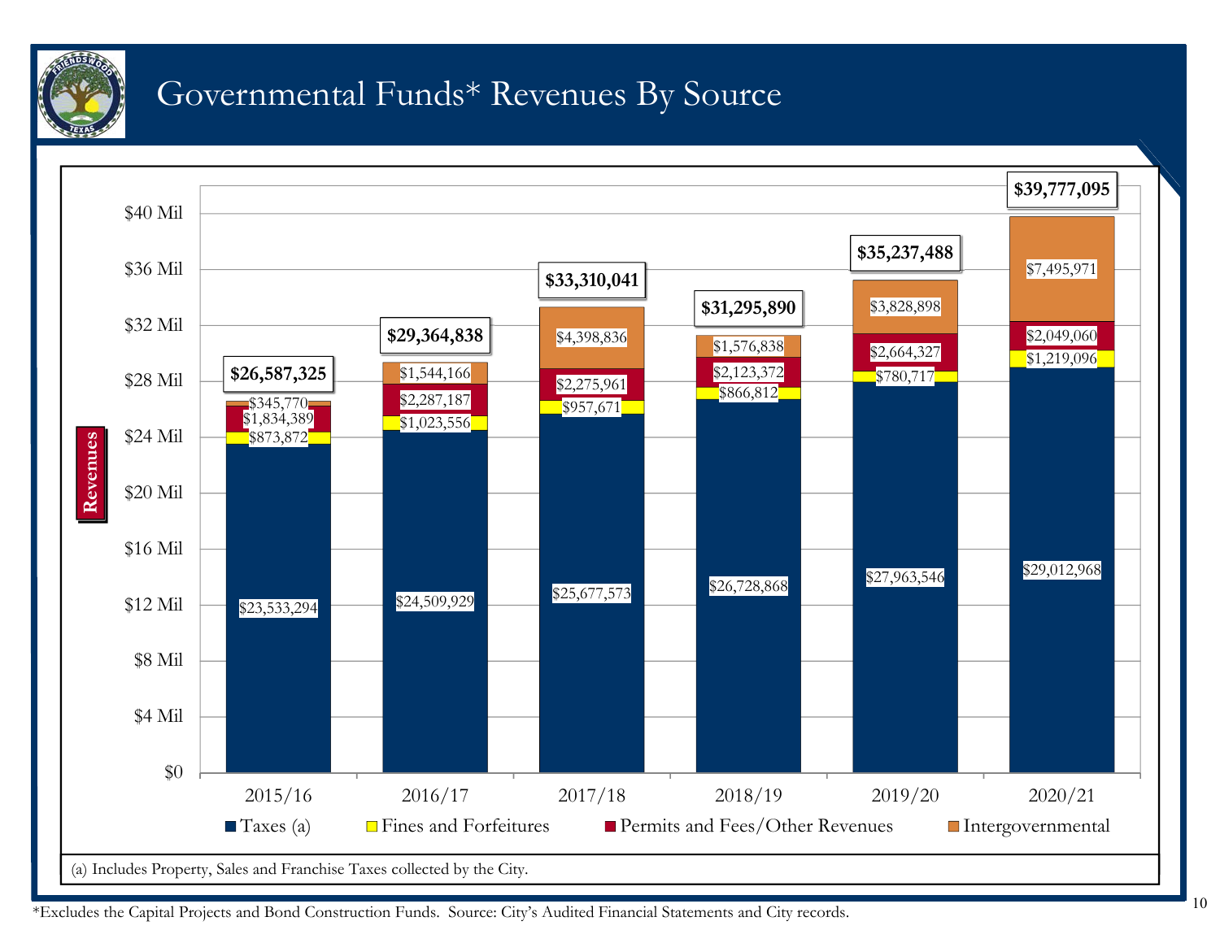# Governmental Funds* Revenues By Source

| | 2015/16 | 2016/17 | 2017/18 | 2018/19 | 2019/20 | 2020/21 |
|---|---|---|---|---|---|---|
| Taxes (a) | $23,533,294 | $24,509,929 | $25,677,573 | $26,728,868 | $27,963,546 | $29,012,968 |
| Fines and Forfeitures | $873,872 | $1,023,556 | $957,671 | $866,812 | $780,717 | $1,219,096 |
| Permits and Fees/Other Revenues | $1,834,389 | $2,287,187 | $2,275,961 | $2,123,372 | $2,664,327 | $2,049,060 |
| Intergovernmental | $345,770 | $1,544,166 | $4,398,836 | $1,576,838 | $3,828,898 | $7,495,971 |
| Total | $26,587,325 | $29,364,838 | $33,310,041 | $31,295,890 | $35,237,488 | $39,777,095 |

(a) Includes Property, Sales and Franchise Taxes collected by the City.

*Excludes the Capital Projects and Bond Construction Funds. Source: City's Audited Financial Statements and City records.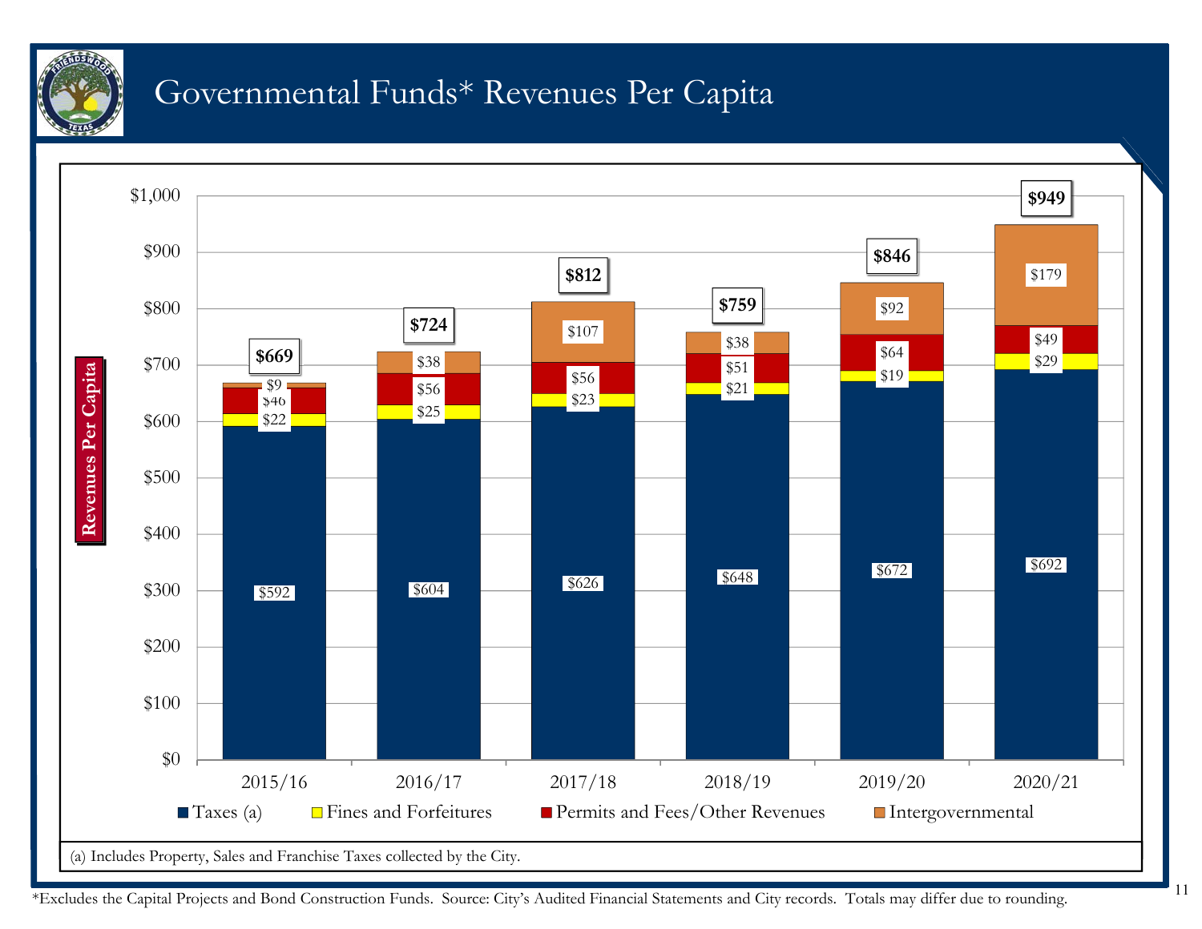# Governmental Funds* Revenues Per Capita

| Revenues Per Capita | 2015/16 | 2016/17 | 2017/18 | 2018/19 | 2019/20 | 2020/21 |
|---|---|---|---|---|---|---|
| Taxes (a) | $592 | $604 | $626 | $648 | $672 | $692 |
| Fines and Forfeitures | $22 | $25 | $23 | $21 | $19 | $29 |
| Permits and Fees/Other Revenues | $46 | $56 | $56 | $51 | $64 | $49 |
| Intergovernmental | $9 | $38 | $107 | $38 | $92 | $179 |
| **Total** | **$669** | **$724** | **$812** | **$759** | **$846** | **$949** |

(a) Includes Property, Sales and Franchise Taxes collected by the City.

*Excludes the Capital Projects and Bond Construction Funds. Source: City's Audited Financial Statements and City records. Totals may differ due to rounding.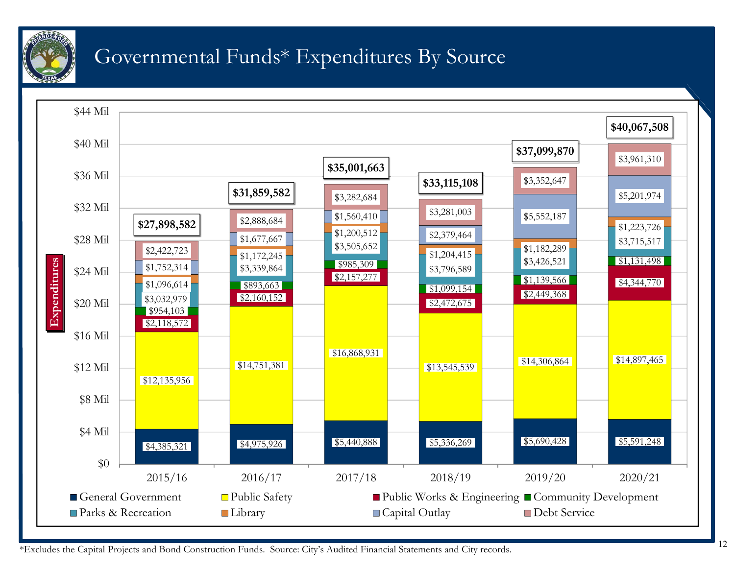# Governmental Funds* Expenditures By Source

| Category | 2015/16 | 2016/17 | 2017/18 | 2018/19 | 2019/20 | 2020/21 |
|---|---|---|---|---|---|---|
| General Government | $4,385,321 | $4,975,926 | $5,440,888 | $5,336,269 | $5,690,428 | $5,591,248 |
| Public Safety | $12,135,956 | $14,751,381 | $16,868,931 | $13,545,539 | $14,306,864 | $14,897,465 |
| Public Works & Engineering | $2,118,572 | $2,160,152 | $2,157,277 | $2,472,675 | $2,449,368 | $4,344,770 |
| Community Development | $954,103 | $893,663 | $985,309 | $1,099,154 | $1,139,566 | $1,131,498 |
| Parks & Recreation | $3,032,979 | $3,339,864 | $3,505,652 | $3,796,589 | $3,426,521 | $3,715,517 |
| Library | $1,096,614 | $1,172,245 | $1,200,512 | $1,204,415 | $1,182,289 | $1,223,726 |
| Capital Outlay | $1,752,314 | $1,677,667 | $1,560,410 | $2,379,464 | $5,552,187 | $5,201,974 |
| Debt Service | $2,422,723 | $2,888,684 | $3,282,684 | $3,281,003 | $3,352,647 | $3,961,310 |
| **Total** | **$27,898,582** | **$31,859,582** | **$35,001,663** | **$33,115,108** | **$37,099,870** | **$40,067,508** |

*Excludes the Capital Projects and Bond Construction Funds. Source: City's Audited Financial Statements and City records.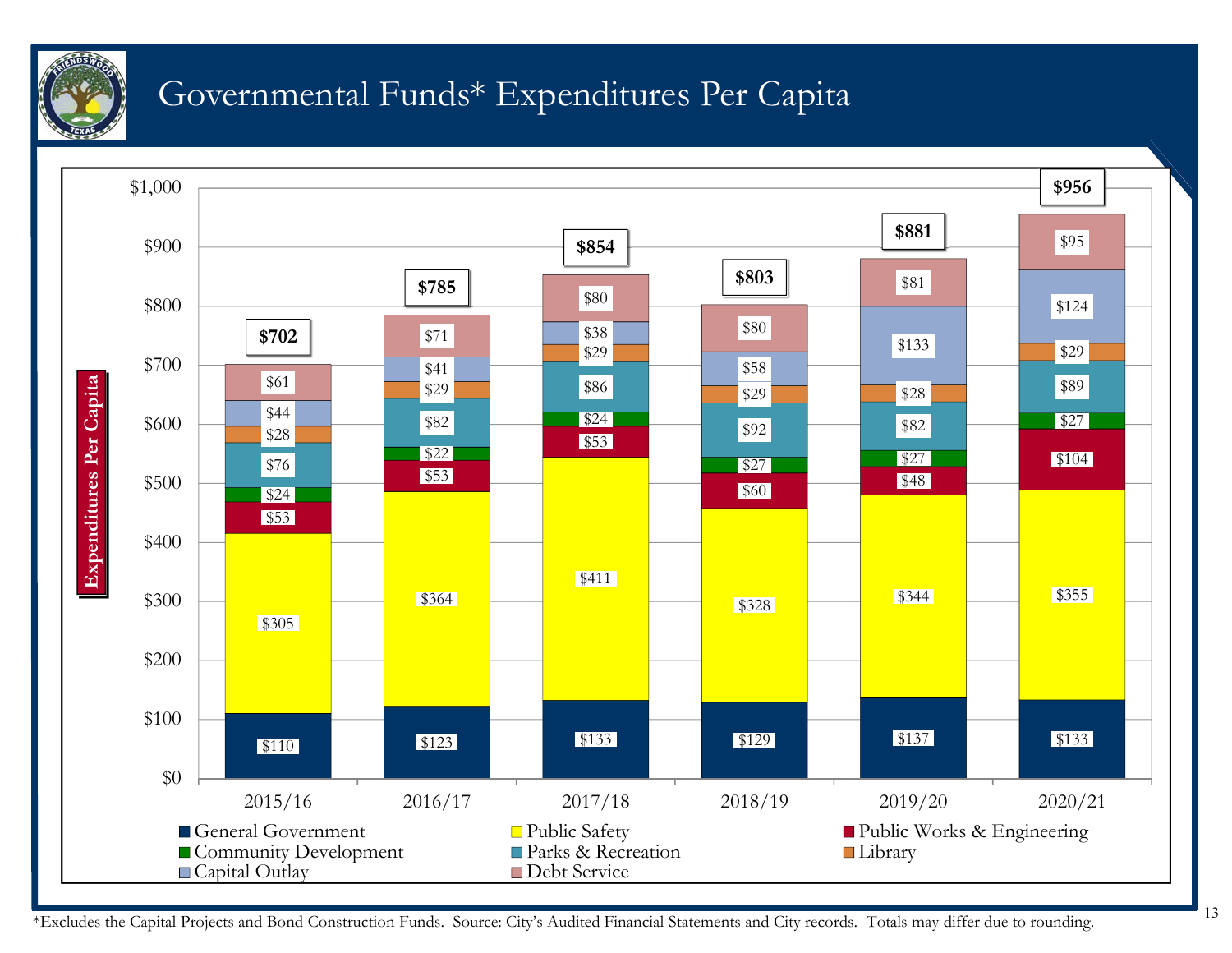# Governmental Funds* Expenditures Per Capita

| | 2015/16 | 2016/17 | 2017/18 | 2018/19 | 2019/20 | 2020/21 |
|---|---|---|---|---|---|---|
| General Government | $110 | $123 | $133 | $129 | $137 | $133 |
| Public Safety | $305 | $364 | $411 | $328 | $344 | $355 |
| Public Works & Engineering | $53 | $53 | $53 | $60 | $48 | $104 |
| Community Development | $24 | $22 | $24 | $27 | $27 | $27 |
| Parks & Recreation | $76 | $82 | $86 | $92 | $82 | $89 |
| Library | $28 | $29 | $29 | $29 | $28 | $29 |
| Capital Outlay | $44 | $41 | $38 | $58 | $133 | $124 |
| Debt Service | $61 | $71 | $80 | $80 | $81 | $95 |
| **Total** | **$702** | **$785** | **$854** | **$803** | **$881** | **$956** |

*Excludes the Capital Projects and Bond Construction Funds. Source: City's Audited Financial Statements and City records. Totals may differ due to rounding.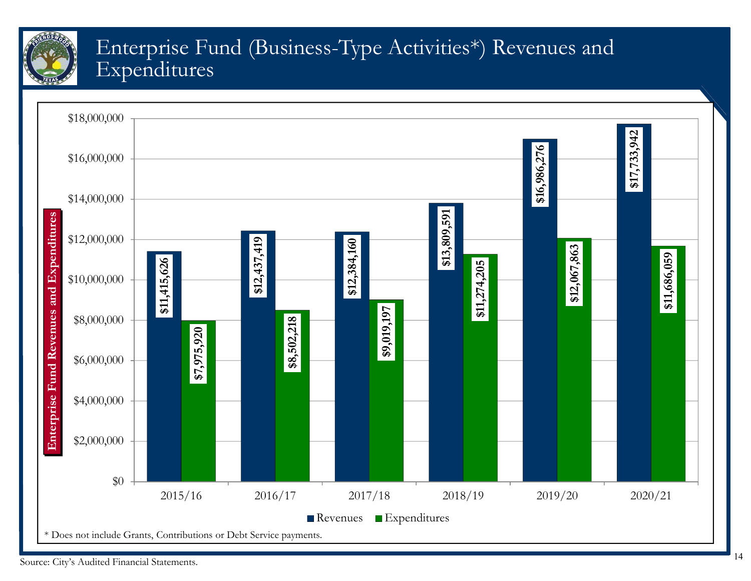# Enterprise Fund (Business-Type Activities*) Revenues and Expenditures

| Year | Revenues | Expenditures |
|---|---|---|
| 2015/16 | $11,415,626 | $7,975,920 |
| 2016/17 | $12,437,419 | $8,502,218 |
| 2017/18 | $12,384,160 | $9,019,197 |
| 2018/19 | $13,809,591 | $11,274,205 |
| 2019/20 | $16,986,276 | $12,067,863 |
| 2020/21 | $17,733,942 | $11,686,059 |

Enterprise Fund Revenues and Expenditures

* Does not include Grants, Contributions or Debt Service payments.

Source: City's Audited Financial Statements.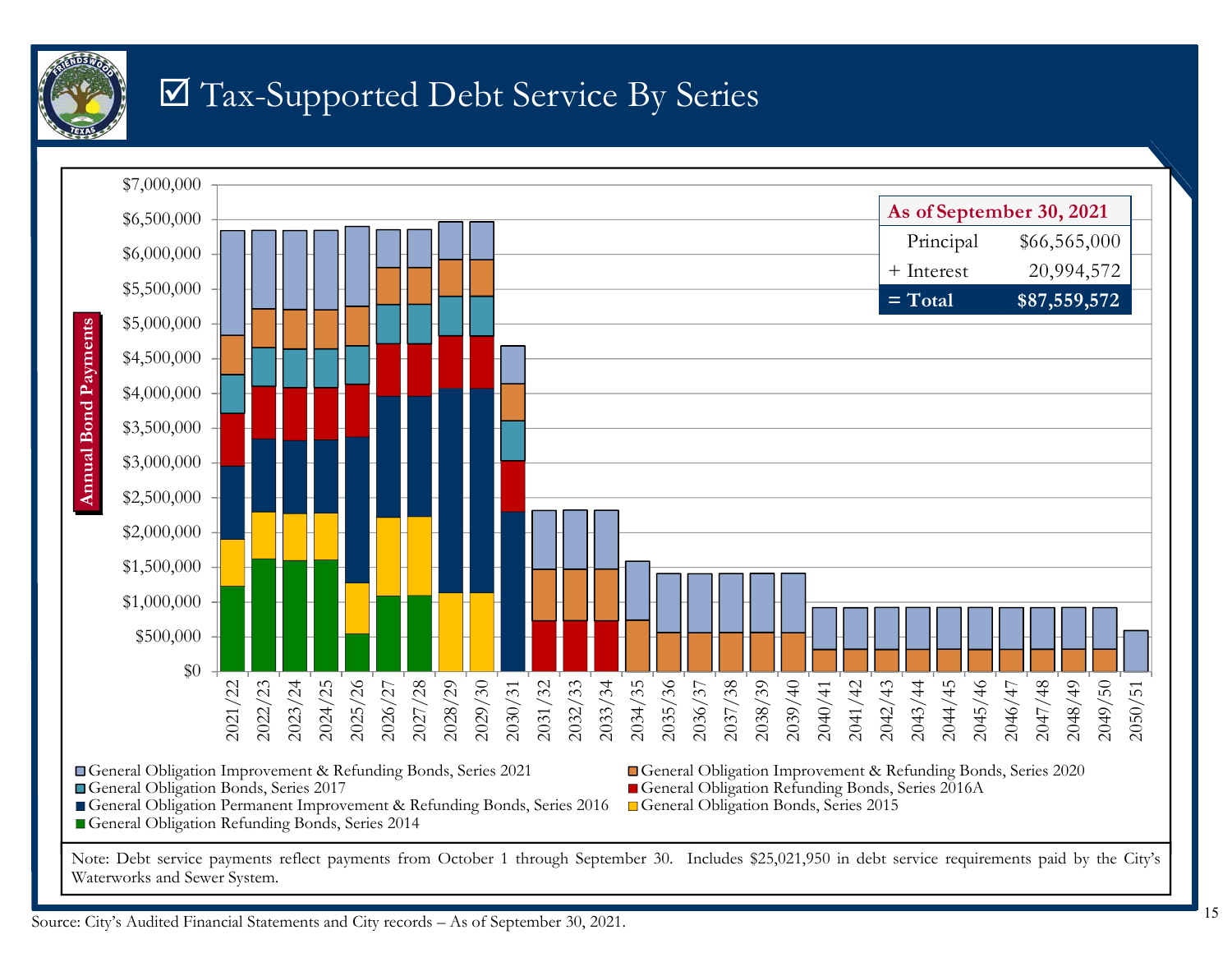# ☑ Tax-Supported Debt Service By Series

| As of September 30, 2021 | |
|---|---|
| Principal | $66,565,000 |
| + Interest | 20,994,572 |
| **= Total** | **$87,559,572** |

Annual Bond Payments

- General Obligation Improvement & Refunding Bonds, Series 2021
- General Obligation Improvement & Refunding Bonds, Series 2020
- General Obligation Bonds, Series 2017
- General Obligation Refunding Bonds, Series 2016A
- General Obligation Permanent Improvement & Refunding Bonds, Series 2016
- General Obligation Bonds, Series 2015
- General Obligation Refunding Bonds, Series 2014

Note: Debt service payments reflect payments from October 1 through September 30. Includes $25,021,950 in debt service requirements paid by the City's Waterworks and Sewer System.

Source: City's Audited Financial Statements and City records – As of September 30, 2021.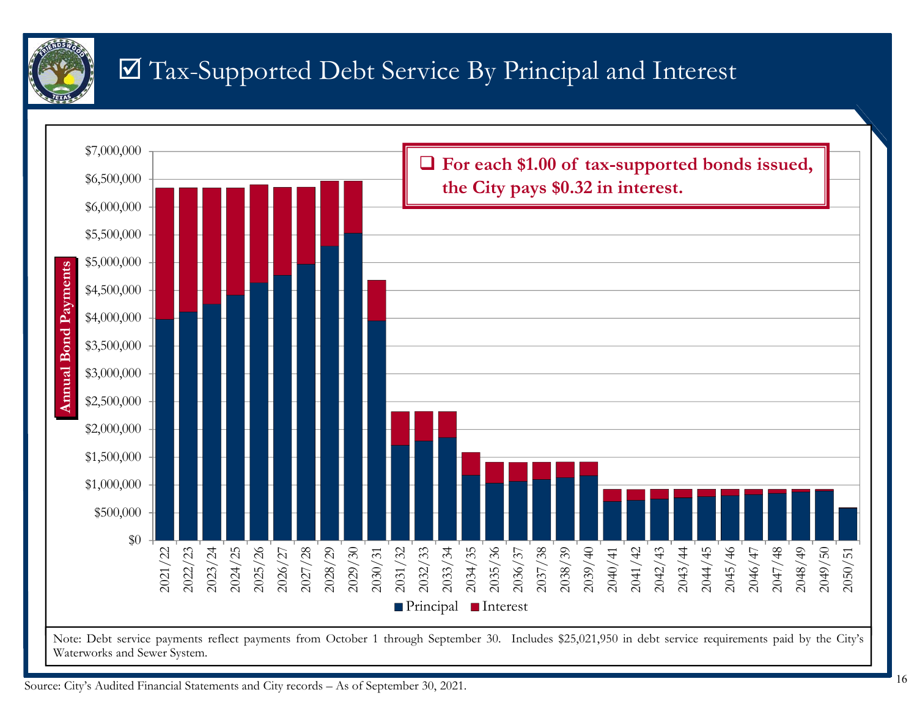# ☑ Tax-Supported Debt Service By Principal and Interest

- For each $1.00 of tax-supported bonds issued, the City pays $0.32 in interest.

Annual Bond Payments

| Fiscal Year | 2021/22 | 2022/23 | 2023/24 | 2024/25 | 2025/26 | 2026/27 | 2027/28 | 2028/29 | 2029/30 | 2030/31 | 2031/32 | 2032/33 | 2033/34 | 2034/35 | 2035/36 | 2036/37 | 2037/38 | 2038/39 | 2039/40 | 2040/41 | 2041/42 | 2042/43 | 2043/44 | 2044/45 | 2045/46 | 2046/47 | 2047/48 | 2048/49 | 2049/50 | 2050/51 |
|---|---|---|---|---|---|---|---|---|---|---|---|---|---|---|---|---|---|---|---|---|---|---|---|---|---|---|---|---|---|---|

■ Principal ■ Interest

Note: Debt service payments reflect payments from October 1 through September 30. Includes $25,021,950 in debt service requirements paid by the City's Waterworks and Sewer System.

Source: City's Audited Financial Statements and City records – As of September 30, 2021.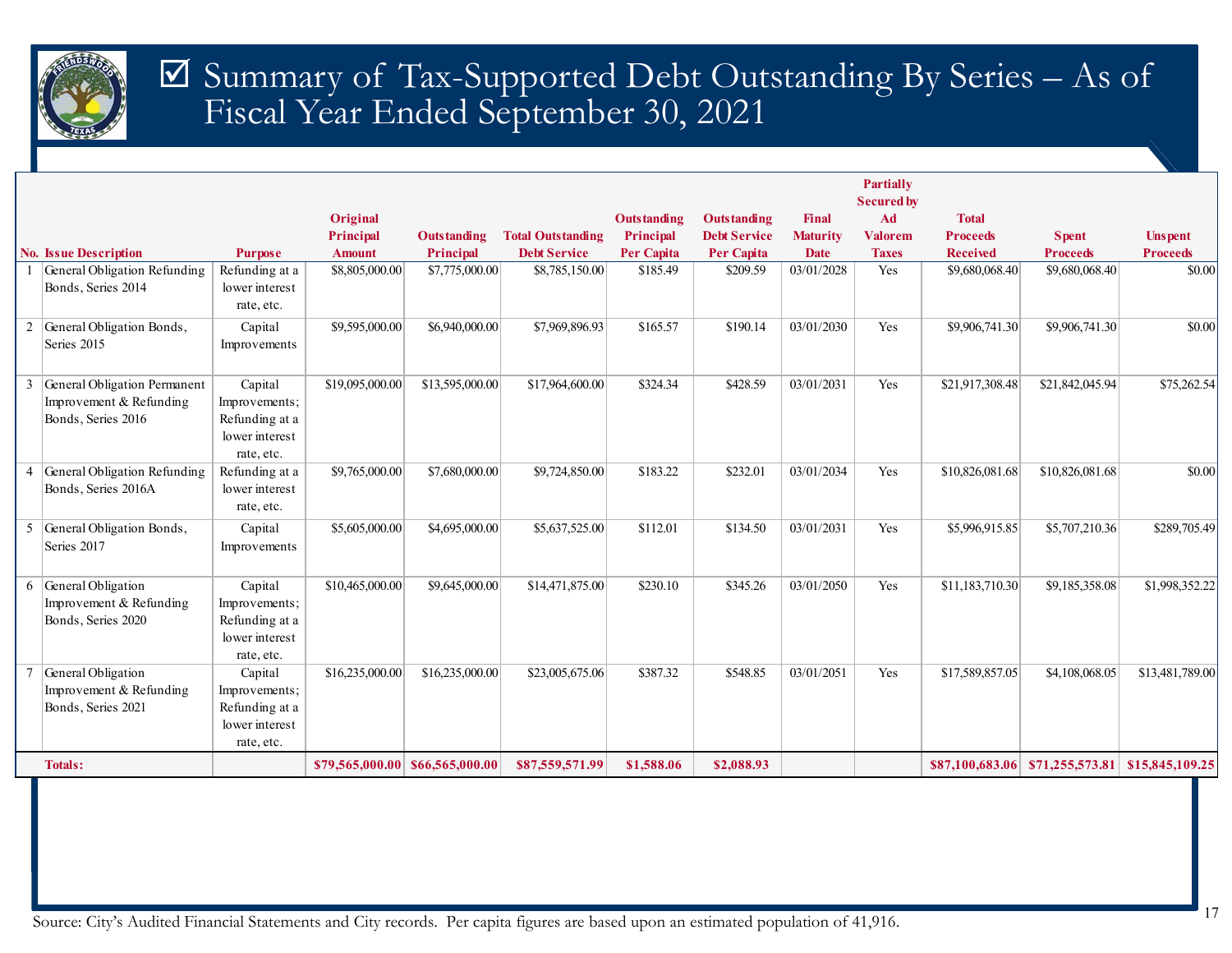# ☑ Summary of Tax-Supported Debt Outstanding By Series – As of Fiscal Year Ended September 30, 2021

| No. | Issue Description | Purpose | Original Principal Amount | Outstanding Principal | Total Outstanding Debt Service | Outstanding Principal Per Capita | Outstanding Debt Service Per Capita | Final Maturity Date | Partially Secured by Ad Valorem Taxes | Total Proceeds Received | Spent Proceeds | Unspent Proceeds |
|---|---|---|---|---|---|---|---|---|---|---|---|---|
| 1 | General Obligation Refunding Bonds, Series 2014 | Refunding at a lower interest rate, etc. | $8,805,000.00 | $7,775,000.00 | $8,785,150.00 | $185.49 | $209.59 | 03/01/2028 | Yes | $9,680,068.40 | $9,680,068.40 | $0.00 |
| 2 | General Obligation Bonds, Series 2015 | Capital Improvements | $9,595,000.00 | $6,940,000.00 | $7,969,896.93 | $165.57 | $190.14 | 03/01/2030 | Yes | $9,906,741.30 | $9,906,741.30 | $0.00 |
| 3 | General Obligation Permanent Improvement & Refunding Bonds, Series 2016 | Capital Improvements; Refunding at a lower interest rate, etc. | $19,095,000.00 | $13,595,000.00 | $17,964,600.00 | $324.34 | $428.59 | 03/01/2031 | Yes | $21,917,308.48 | $21,842,045.94 | $75,262.54 |
| 4 | General Obligation Refunding Bonds, Series 2016A | Refunding at a lower interest rate, etc. | $9,765,000.00 | $7,680,000.00 | $9,724,850.00 | $183.22 | $232.01 | 03/01/2034 | Yes | $10,826,081.68 | $10,826,081.68 | $0.00 |
| 5 | General Obligation Bonds, Series 2017 | Capital Improvements | $5,605,000.00 | $4,695,000.00 | $5,637,525.00 | $112.01 | $134.50 | 03/01/2031 | Yes | $5,996,915.85 | $5,707,210.36 | $289,705.49 |
| 6 | General Obligation Improvement & Refunding Bonds, Series 2020 | Capital Improvements; Refunding at a lower interest rate, etc. | $10,465,000.00 | $9,645,000.00 | $14,471,875.00 | $230.10 | $345.26 | 03/01/2050 | Yes | $11,183,710.30 | $9,185,358.08 | $1,998,352.22 |
| 7 | General Obligation Improvement & Refunding Bonds, Series 2021 | Capital Improvements; Refunding at a lower interest rate, etc. | $16,235,000.00 | $16,235,000.00 | $23,005,675.06 | $387.32 | $548.85 | 03/01/2051 | Yes | $17,589,857.05 | $4,108,068.05 | $13,481,789.00 |
| | **Totals:** | | **$79,565,000.00** | **$66,565,000.00** | **$87,559,571.99** | **$1,588.06** | **$2,088.93** | | | **$87,100,683.06** | **$71,255,573.81** | **$15,845,109.25** |

Source: City's Audited Financial Statements and City records. Per capita figures are based upon an estimated population of 41,916.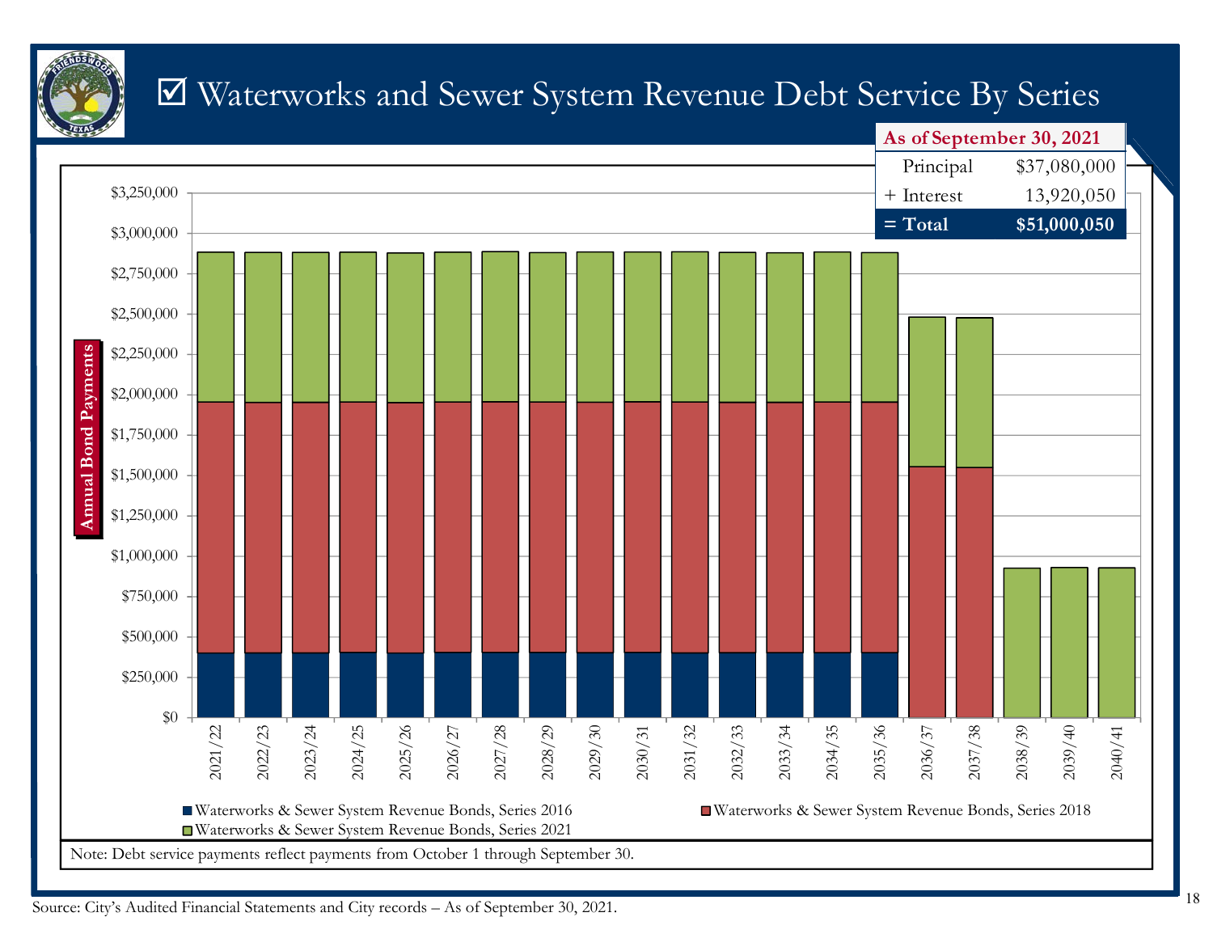# ☑ Waterworks and Sewer System Revenue Debt Service By Series

| As of September 30, 2021 | |
| --- | --- |
| Principal | $37,080,000 |
| + Interest | 13,920,050 |
| **= Total** | **$51,000,050** |

Annual Bond Payments

$3,250,000
$3,000,000
$2,750,000
$2,500,000
$2,250,000
$2,000,000
$1,750,000
$1,500,000
$1,250,000
$1,000,000
$750,000
$500,000
$250,000
$0

2021/22 2022/23 2023/24 2024/25 2025/26 2026/27 2027/28 2028/29 2029/30 2030/31 2031/32 2032/33 2033/34 2034/35 2035/36 2036/37 2037/38 2038/39 2039/40 2040/41

■ Waterworks & Sewer System Revenue Bonds, Series 2016 ■ Waterworks & Sewer System Revenue Bonds, Series 2018
■ Waterworks & Sewer System Revenue Bonds, Series 2021

Note: Debt service payments reflect payments from October 1 through September 30.

Source: City's Audited Financial Statements and City records – As of September 30, 2021.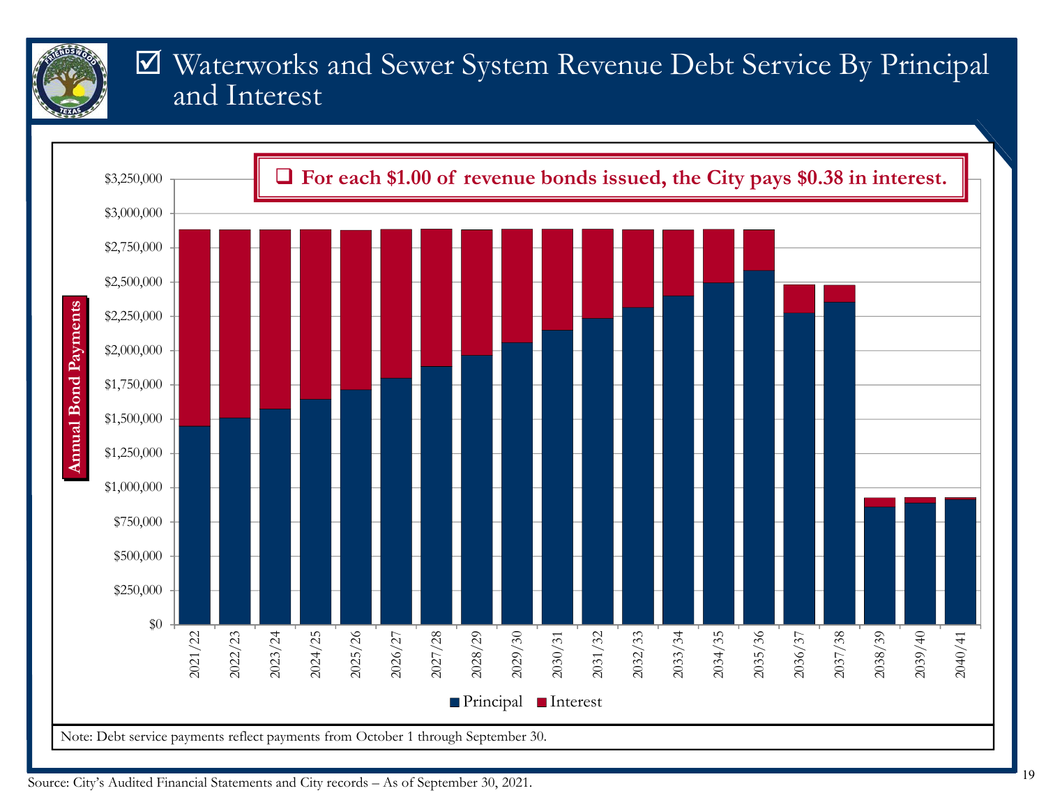# ☑ Waterworks and Sewer System Revenue Debt Service By Principal and Interest

❑ **For each $1.00 of revenue bonds issued, the City pays $0.38 in interest.**

Annual Bond Payments

$3,250,000
$3,000,000
$2,750,000
$2,500,000
$2,250,000
$2,000,000
$1,750,000
$1,500,000
$1,250,000
$1,000,000
$750,000
$500,000
$250,000
$0

2021/22 2022/23 2023/24 2024/25 2025/26 2026/27 2027/28 2028/29 2029/30 2030/31 2031/32 2032/33 2033/34 2034/35 2035/36 2036/37 2037/38 2038/39 2039/40 2040/41

■ Principal ■ Interest

Note: Debt service payments reflect payments from October 1 through September 30.

Source: City's Audited Financial Statements and City records – As of September 30, 2021.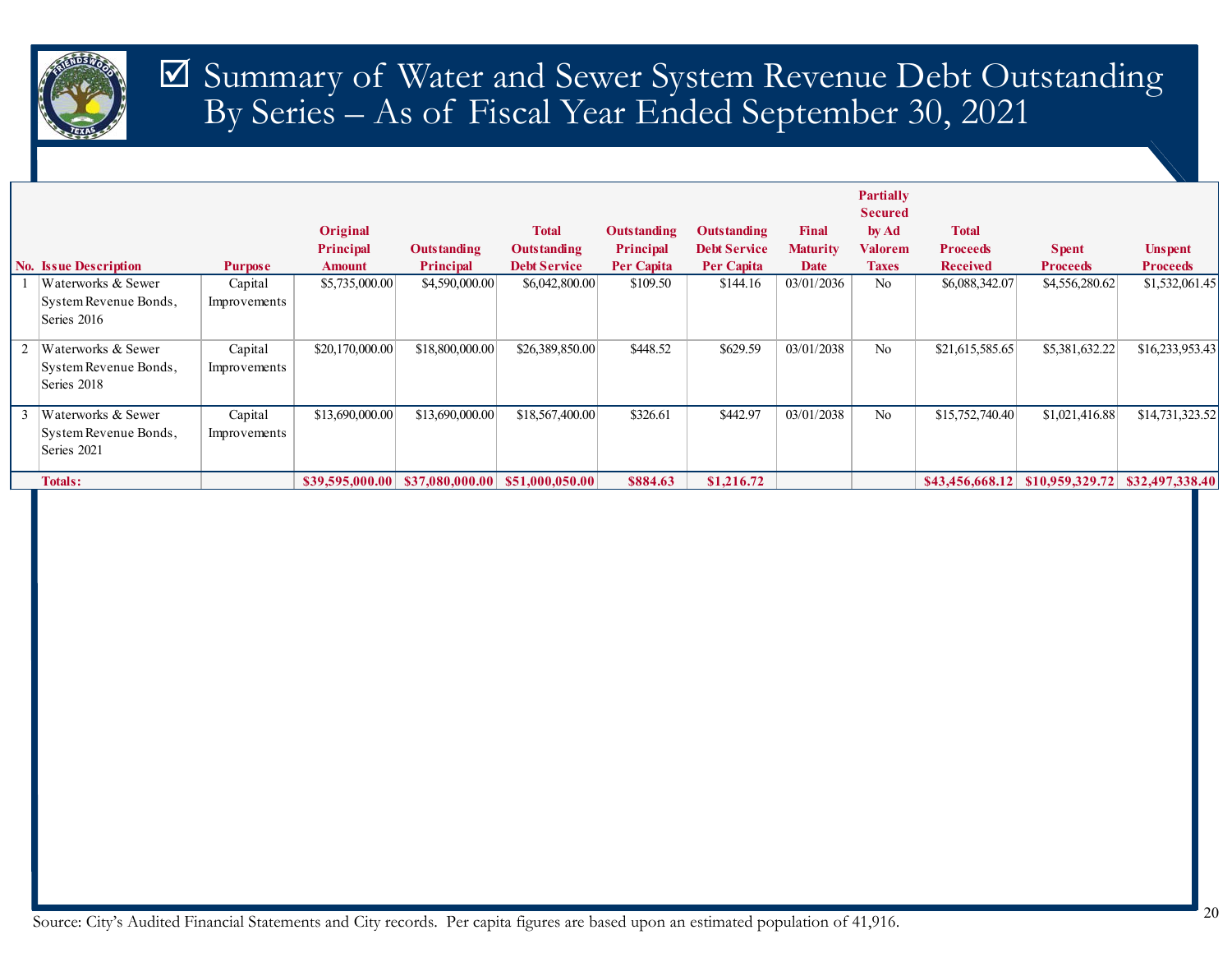# ☑ Summary of Water and Sewer System Revenue Debt Outstanding By Series – As of Fiscal Year Ended September 30, 2021

| No. | Issue Description | Purpose | Original Principal Amount | Outstanding Principal | Total Outstanding Debt Service | Outstanding Principal Per Capita | Outstanding Debt Service Per Capita | Final Maturity Date | Partially Secured by Ad Valorem Taxes | Total Proceeds Received | Spent Proceeds | Unspent Proceeds |
|---|---|---|---|---|---|---|---|---|---|---|---|---|
| 1 | Waterworks & Sewer System Revenue Bonds, Series 2016 | Capital Improvements | $5,735,000.00 | $4,590,000.00 | $6,042,800.00 | $109.50 | $144.16 | 03/01/2036 | No | $6,088,342.07 | $4,556,280.62 | $1,532,061.45 |
| 2 | Waterworks & Sewer System Revenue Bonds, Series 2018 | Capital Improvements | $20,170,000.00 | $18,800,000.00 | $26,389,850.00 | $448.52 | $629.59 | 03/01/2038 | No | $21,615,585.65 | $5,381,632.22 | $16,233,953.43 |
| 3 | Waterworks & Sewer System Revenue Bonds, Series 2021 | Capital Improvements | $13,690,000.00 | $13,690,000.00 | $18,567,400.00 | $326.61 | $442.97 | 03/01/2038 | No | $15,752,740.40 | $1,021,416.88 | $14,731,323.52 |
| | **Totals:** | | **$39,595,000.00** | **$37,080,000.00** | **$51,000,050.00** | **$884.63** | **$1,216.72** | | | **$43,456,668.12** | **$10,959,329.72** | **$32,497,338.40** |

Source: City's Audited Financial Statements and City records. Per capita figures are based upon an estimated population of 41,916.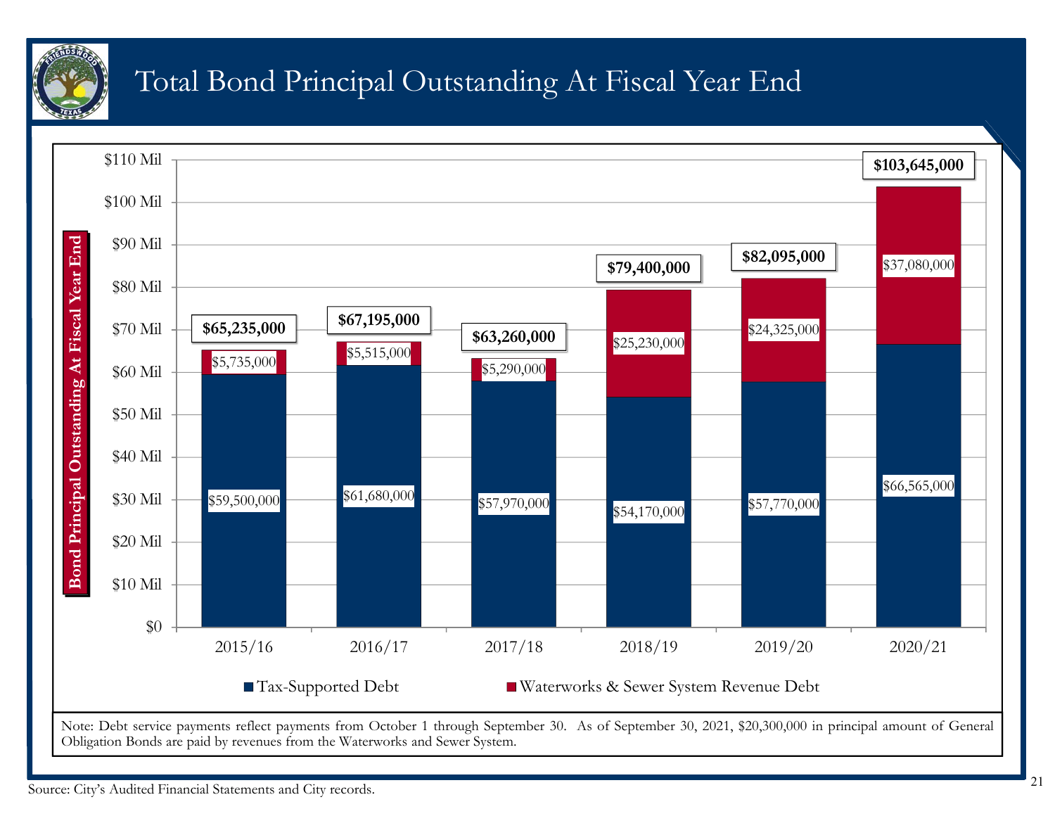# Total Bond Principal Outstanding At Fiscal Year End

| Fiscal Year | Tax-Supported Debt | Waterworks & Sewer System Revenue Debt | Total |
|---|---|---|---|
| 2015/16 | $59,500,000 | $5,735,000 | $65,235,000 |
| 2016/17 | $61,680,000 | $5,515,000 | $67,195,000 |
| 2017/18 | $57,970,000 | $5,290,000 | $63,260,000 |
| 2018/19 | $54,170,000 | $25,230,000 | $79,400,000 |
| 2019/20 | $57,770,000 | $24,325,000 | $82,095,000 |
| 2020/21 | $66,565,000 | $37,080,000 | $103,645,000 |

Note: Debt service payments reflect payments from October 1 through September 30. As of September 30, 2021, $20,300,000 in principal amount of General Obligation Bonds are paid by revenues from the Waterworks and Sewer System.

Source: City's Audited Financial Statements and City records.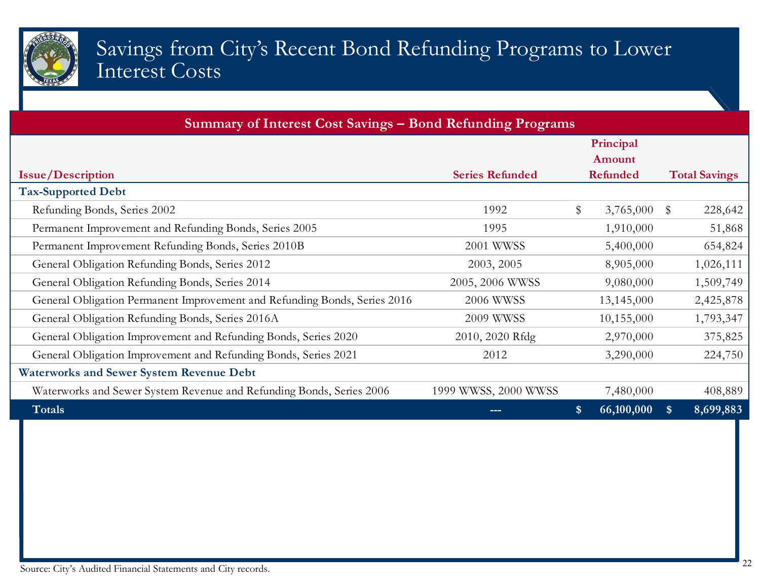# Savings from City's Recent Bond Refunding Programs to Lower Interest Costs

| Summary of Interest Cost Savings – Bond Refunding Programs | | | |
|---|---|---|---|
| **Issue/Description** | **Series Refunded** | **Principal Amount Refunded** | **Total Savings** |
| **Tax-Supported Debt** | | | |
| Refunding Bonds, Series 2002 | 1992 | $ 3,765,000 | $ 228,642 |
| Permanent Improvement and Refunding Bonds, Series 2005 | 1995 | 1,910,000 | 51,868 |
| Permanent Improvement Refunding Bonds, Series 2010B | 2001 WWSS | 5,400,000 | 654,824 |
| General Obligation Refunding Bonds, Series 2012 | 2003, 2005 | 8,905,000 | 1,026,111 |
| General Obligation Refunding Bonds, Series 2014 | 2005, 2006 WWSS | 9,080,000 | 1,509,749 |
| General Obligation Permanent Improvement and Refunding Bonds, Series 2016 | 2006 WWSS | 13,145,000 | 2,425,878 |
| General Obligation Refunding Bonds, Series 2016A | 2009 WWSS | 10,155,000 | 1,793,347 |
| General Obligation Improvement and Refunding Bonds, Series 2020 | 2010, 2020 Rfdg | 2,970,000 | 375,825 |
| General Obligation Improvement and Refunding Bonds, Series 2021 | 2012 | 3,290,000 | 224,750 |
| **Waterworks and Sewer System Revenue Debt** | | | |
| Waterworks and Sewer System Revenue and Refunding Bonds, Series 2006 | 1999 WWSS, 2000 WWSS | 7,480,000 | 408,889 |
| **Totals** | --- | **$ 66,100,000** | **$ 8,699,883** |

Source: City's Audited Financial Statements and City records.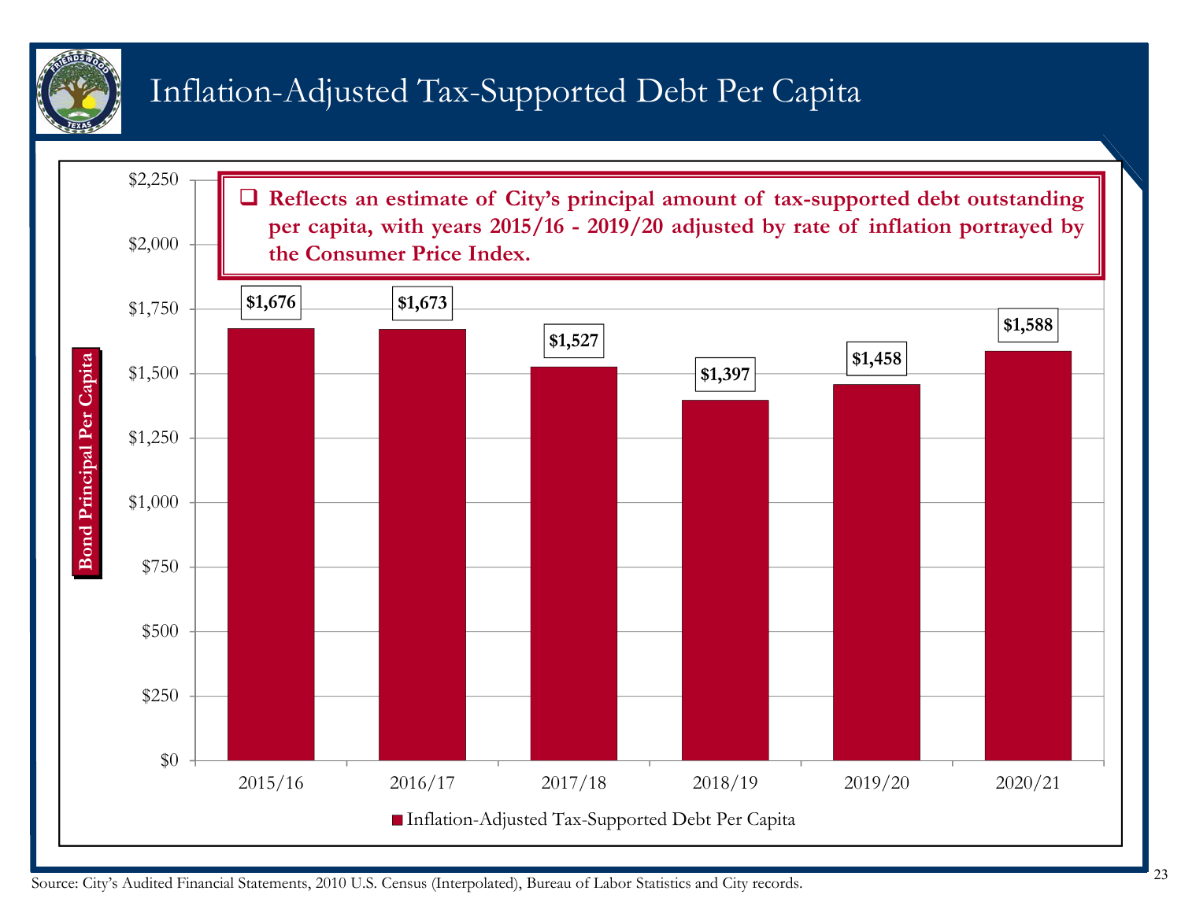# Inflation-Adjusted Tax-Supported Debt Per Capita

- Reflects an estimate of City's principal amount of tax-supported debt outstanding per capita, with years 2015/16 - 2019/20 adjusted by rate of inflation portrayed by the Consumer Price Index.

| Year | Inflation-Adjusted Tax-Supported Debt Per Capita (Bond Principal Per Capita) |
|---|---|
| 2015/16 | $1,676 |
| 2016/17 | $1,673 |
| 2017/18 | $1,527 |
| 2018/19 | $1,397 |
| 2019/20 | $1,458 |
| 2020/21 | $1,588 |

Source: City's Audited Financial Statements, 2010 U.S. Census (Interpolated), Bureau of Labor Statistics and City records.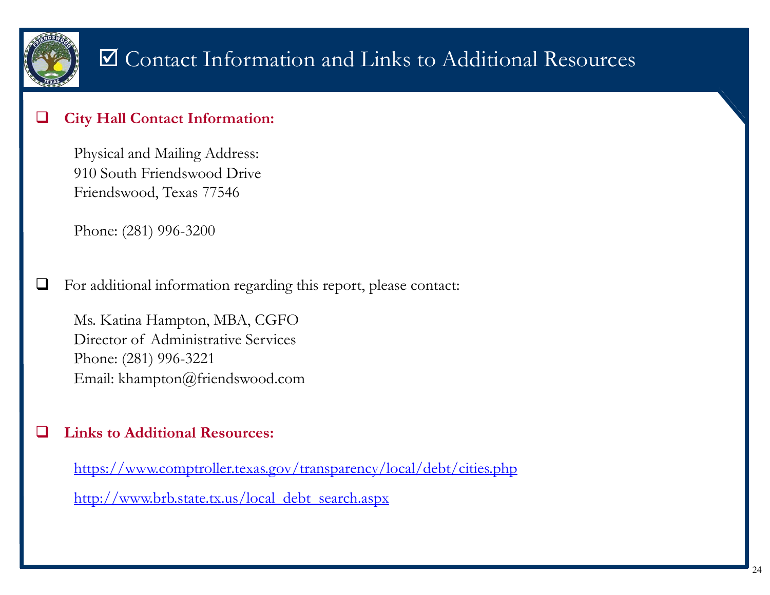# ☑ Contact Information and Links to Additional Resources

- **City Hall Contact Information:**

  Physical and Mailing Address:
  910 South Friendswood Drive
  Friendswood, Texas 77546

  Phone: (281) 996-3200

- For additional information regarding this report, please contact:

  Ms. Katina Hampton, MBA, CGFO
  Director of Administrative Services
  Phone: (281) 996-3221
  Email: khampton@friendswood.com

- **Links to Additional Resources:**

  https://www.comptroller.texas.gov/transparency/local/debt/cities.php

  http://www.brb.state.tx.us/local_debt_search.aspx